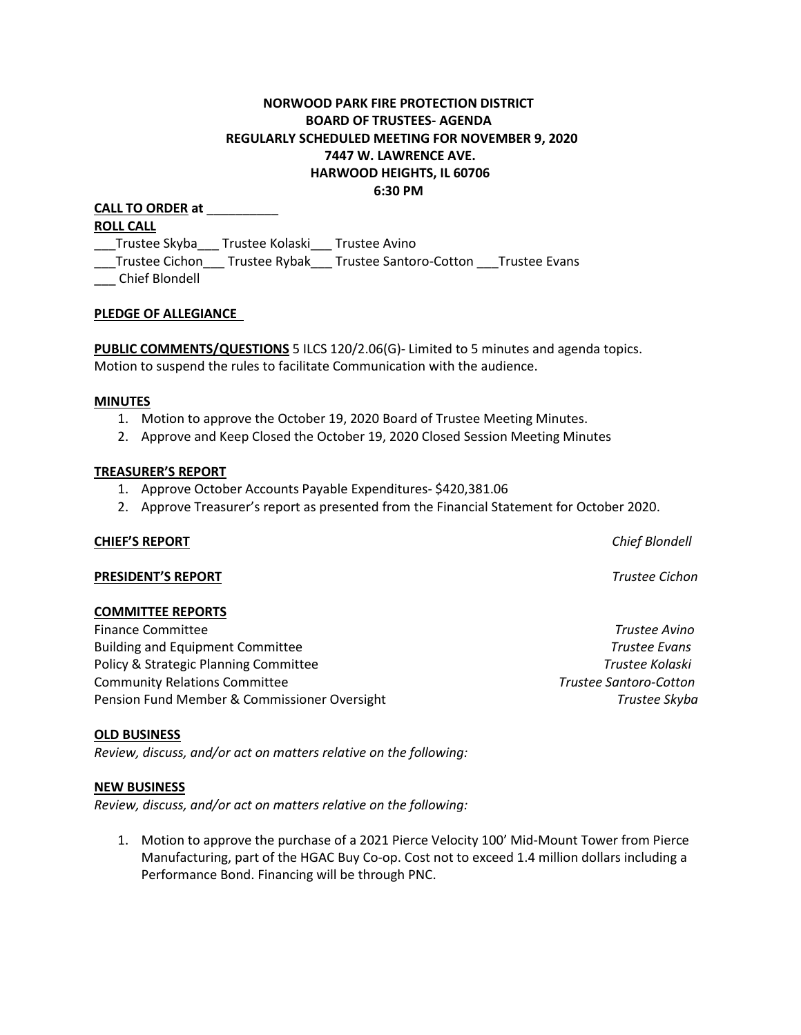**NORWOOD PARK FIRE PROTECTION DISTRICT**
**BOARD OF TRUSTEES- AGENDA**
**REGULARLY SCHEDULED MEETING FOR NOVEMBER 9, 2020**
**7447 W. LAWRENCE AVE.**
**HARWOOD HEIGHTS, IL 60706**
**6:30 PM**

**CALL TO ORDER at** __________

**ROLL CALL**

___Trustee Skyba___ Trustee Kolaski___ Trustee Avino
___Trustee Cichon___ Trustee Rybak___ Trustee Santoro-Cotton ___Trustee Evans
___ Chief Blondell

**PLEDGE OF ALLEGIANCE**

**PUBLIC COMMENTS/QUESTIONS** 5 ILCS 120/2.06(G)- Limited to 5 minutes and agenda topics.
Motion to suspend the rules to facilitate Communication with the audience.

**MINUTES**

1. Motion to approve the October 19, 2020 Board of Trustee Meeting Minutes.
2. Approve and Keep Closed the October 19, 2020 Closed Session Meeting Minutes

**TREASURER'S REPORT**

1. Approve October Accounts Payable Expenditures- $420,381.06
2. Approve Treasurer's report as presented from the Financial Statement for October 2020.

**CHIEF'S REPORT** *Chief Blondell*

**PRESIDENT'S REPORT** *Trustee Cichon*

**COMMITTEE REPORTS**

Finance Committee *Trustee Avino*
Building and Equipment Committee *Trustee Evans*
Policy & Strategic Planning Committee *Trustee Kolaski*
Community Relations Committee *Trustee Santoro-Cotton*
Pension Fund Member & Commissioner Oversight *Trustee Skyba*

**OLD BUSINESS**

*Review, discuss, and/or act on matters relative on the following:*

**NEW BUSINESS**

*Review, discuss, and/or act on matters relative on the following:*

1. Motion to approve the purchase of a 2021 Pierce Velocity 100' Mid-Mount Tower from Pierce Manufacturing, part of the HGAC Buy Co-op. Cost not to exceed 1.4 million dollars including a Performance Bond. Financing will be through PNC.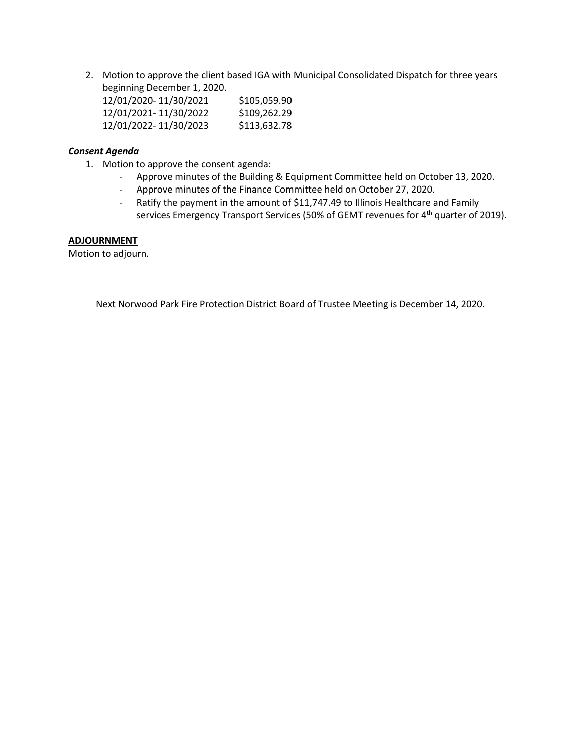2. Motion to approve the client based IGA with Municipal Consolidated Dispatch for three years beginning December 1, 2020.

| | |
|---|---|
| 12/01/2020- 11/30/2021 | $105,059.90 |
| 12/01/2021- 11/30/2022 | $109,262.29 |
| 12/01/2022- 11/30/2023 | $113,632.78 |

***Consent Agenda***

1. Motion to approve the consent agenda:
   - Approve minutes of the Building & Equipment Committee held on October 13, 2020.
   - Approve minutes of the Finance Committee held on October 27, 2020.
   - Ratify the payment in the amount of $11,747.49 to Illinois Healthcare and Family services Emergency Transport Services (50% of GEMT revenues for 4th quarter of 2019).

**ADJOURNMENT**

Motion to adjourn.

Next Norwood Park Fire Protection District Board of Trustee Meeting is December 14, 2020.